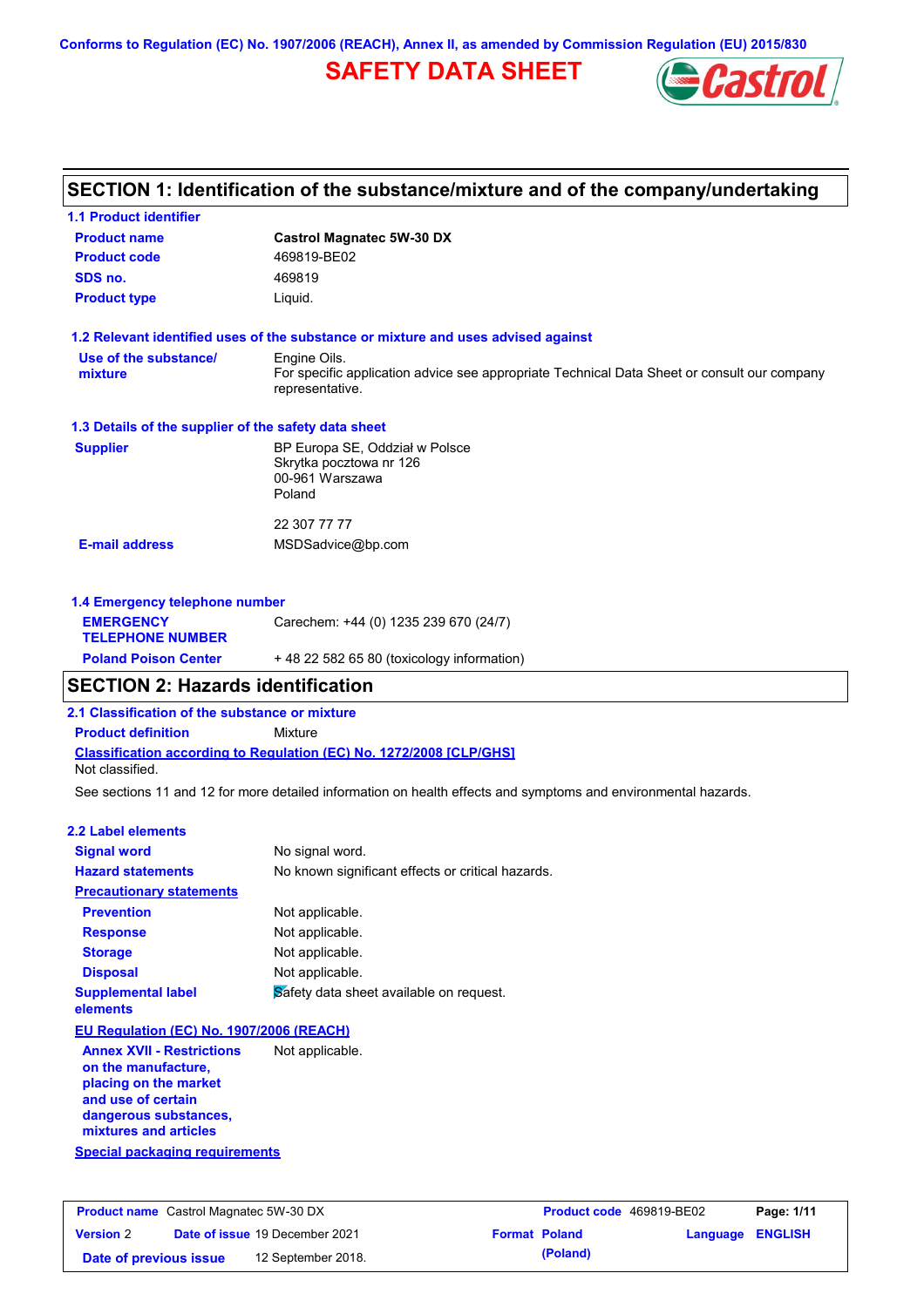Conforms to Regulation (EC) No. 1907/2006 (REACH), Annex II, as amended by Commission Regulation (EU) 2015/830

# SAFETY DATA SHEET

## SECTION 1: Identification of the substance/mixture and of the company/undertaking

### 1.1 Product identifier

**Product name** Castrol Magnatec 5W-30 DX

**Product code** 469819-BE02

**SDS no.** 469819

**Product type** Liquid.

### 1.2 Relevant identified uses of the substance or mixture and uses advised against

**Use of the substance/ mixture** Engine Oils.
For specific application advice see appropriate Technical Data Sheet or consult our company representative.

### 1.3 Details of the supplier of the safety data sheet

**Supplier** BP Europa SE, Oddział w Polsce
Skrytka pocztowa nr 126
00-961 Warszawa
Poland

22 307 77 77

**E-mail address** MSDSadvice@bp.com

### 1.4 Emergency telephone number

**EMERGENCY TELEPHONE NUMBER** Carechem: +44 (0) 1235 239 670 (24/7)

**Poland Poison Center** + 48 22 582 65 80 (toxicology information)

## SECTION 2: Hazards identification

### 2.1 Classification of the substance or mixture

**Product definition** Mixture

**Classification according to Regulation (EC) No. 1272/2008 [CLP/GHS]**
Not classified.

See sections 11 and 12 for more detailed information on health effects and symptoms and environmental hazards.

### 2.2 Label elements

**Signal word** No signal word.

**Hazard statements** No known significant effects or critical hazards.

**Precautionary statements**

**Prevention** Not applicable.

**Response** Not applicable.

**Storage** Not applicable.

**Disposal** Not applicable.

**Supplemental label elements** Safety data sheet available on request.

**EU Regulation (EC) No. 1907/2006 (REACH)**

**Annex XVII - Restrictions on the manufacture, placing on the market and use of certain dangerous substances, mixtures and articles** Not applicable.

**Special packaging requirements**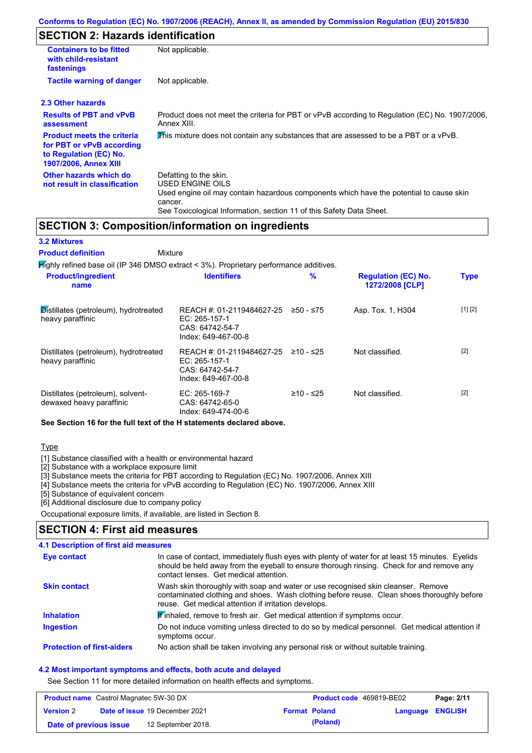Conforms to Regulation (EC) No. 1907/2006 (REACH), Annex II, as amended by Commission Regulation (EU) 2015/830

## SECTION 2: Hazards identification

| | |
|---|---|
| **Containers to be fitted with child-resistant fastenings** | Not applicable. |
| **Tactile warning of danger** | Not applicable. |

### 2.3 Other hazards

| | |
|---|---|
| **Results of PBT and vPvB assessment** | Product does not meet the criteria for PBT or vPvB according to Regulation (EC) No. 1907/2006, Annex XIII. |
| **Product meets the criteria for PBT or vPvB according to Regulation (EC) No. 1907/2006, Annex XIII** | This mixture does not contain any substances that are assessed to be a PBT or a vPvB. |
| **Other hazards which do not result in classification** | Defatting to the skin.<br>USED ENGINE OILS<br>Used engine oil may contain hazardous components which have the potential to cause skin cancer.<br>See Toxicological Information, section 11 of this Safety Data Sheet. |

## SECTION 3: Composition/information on ingredients

### 3.2 Mixtures

**Product definition** Mixture

Highly refined base oil (IP 346 DMSO extract < 3%). Proprietary performance additives.

| Product/ingredient name | Identifiers | % | Regulation (EC) No. 1272/2008 [CLP] | Type |
|---|---|---|---|---|
| Distillates (petroleum), hydrotreated heavy paraffinic | REACH #: 01-2119484627-25<br>EC: 265-157-1<br>CAS: 64742-54-7<br>Index: 649-467-00-8 | ≥50 - ≤75 | Asp. Tox. 1, H304 | [1] [2] |
| Distillates (petroleum), hydrotreated heavy paraffinic | REACH #: 01-2119484627-25<br>EC: 265-157-1<br>CAS: 64742-54-7<br>Index: 649-467-00-8 | ≥10 - ≤25 | Not classified. | [2] |
| Distillates (petroleum), solvent-dewaxed heavy paraffinic | EC: 265-169-7<br>CAS: 64742-65-0<br>Index: 649-474-00-6 | ≥10 - ≤25 | Not classified. | [2] |

**See Section 16 for the full text of the H statements declared above.**

Type

[1] Substance classified with a health or environmental hazard
[2] Substance with a workplace exposure limit
[3] Substance meets the criteria for PBT according to Regulation (EC) No. 1907/2006, Annex XIII
[4] Substance meets the criteria for vPvB according to Regulation (EC) No. 1907/2006, Annex XIII
[5] Substance of equivalent concern
[6] Additional disclosure due to company policy

Occupational exposure limits, if available, are listed in Section 8.

## SECTION 4: First aid measures

### 4.1 Description of first aid measures

| | |
|---|---|
| **Eye contact** | In case of contact, immediately flush eyes with plenty of water for at least 15 minutes. Eyelids should be held away from the eyeball to ensure thorough rinsing. Check for and remove any contact lenses. Get medical attention. |
| **Skin contact** | Wash skin thoroughly with soap and water or use recognised skin cleanser. Remove contaminated clothing and shoes. Wash clothing before reuse. Clean shoes thoroughly before reuse. Get medical attention if irritation develops. |
| **Inhalation** | If inhaled, remove to fresh air. Get medical attention if symptoms occur. |
| **Ingestion** | Do not induce vomiting unless directed to do so by medical personnel. Get medical attention if symptoms occur. |
| **Protection of first-aiders** | No action shall be taken involving any personal risk or without suitable training. |

### 4.2 Most important symptoms and effects, both acute and delayed

See Section 11 for more detailed information on health effects and symptoms.

| | | | |
|---|---|---|---|
| **Product name** Castrol Magnatec 5W-30 DX | | **Product code** 469819-BE02 | |
| **Version** 2 | **Date of issue** 19 December 2021 | **Format** Poland (Poland) | **Language** ENGLISH |
| **Date of previous issue** | 12 September 2018. | | |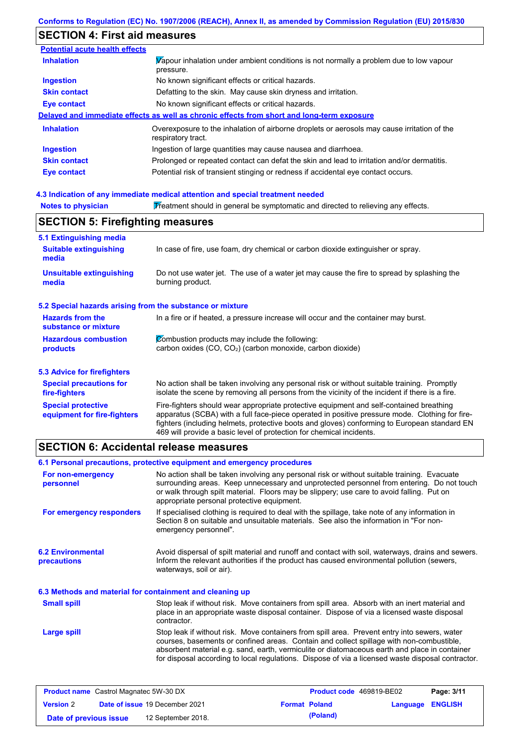## SECTION 4: First aid measures

**Potential acute health effects**

| | |
|---|---|
| **Inhalation** | Vapour inhalation under ambient conditions is not normally a problem due to low vapour pressure. |
| **Ingestion** | No known significant effects or critical hazards. |
| **Skin contact** | Defatting to the skin. May cause skin dryness and irritation. |
| **Eye contact** | No known significant effects or critical hazards. |

**Delayed and immediate effects as well as chronic effects from short and long-term exposure**

| | |
|---|---|
| **Inhalation** | Overexposure to the inhalation of airborne droplets or aerosols may cause irritation of the respiratory tract. |
| **Ingestion** | Ingestion of large quantities may cause nausea and diarrhoea. |
| **Skin contact** | Prolonged or repeated contact can defat the skin and lead to irritation and/or dermatitis. |
| **Eye contact** | Potential risk of transient stinging or redness if accidental eye contact occurs. |

### 4.3 Indication of any immediate medical attention and special treatment needed

**Notes to physician** Treatment should in general be symptomatic and directed to relieving any effects.

## SECTION 5: Firefighting measures

### 5.1 Extinguishing media

| | |
|---|---|
| **Suitable extinguishing media** | In case of fire, use foam, dry chemical or carbon dioxide extinguisher or spray. |
| **Unsuitable extinguishing media** | Do not use water jet. The use of a water jet may cause the fire to spread by splashing the burning product. |

### 5.2 Special hazards arising from the substance or mixture

| | |
|---|---|
| **Hazards from the substance or mixture** | In a fire or if heated, a pressure increase will occur and the container may burst. |
| **Hazardous combustion products** | Combustion products may include the following: carbon oxides (CO, $CO_2$) (carbon monoxide, carbon dioxide) |

### 5.3 Advice for firefighters

| | |
|---|---|
| **Special precautions for fire-fighters** | No action shall be taken involving any personal risk or without suitable training. Promptly isolate the scene by removing all persons from the vicinity of the incident if there is a fire. |
| **Special protective equipment for fire-fighters** | Fire-fighters should wear appropriate protective equipment and self-contained breathing apparatus (SCBA) with a full face-piece operated in positive pressure mode. Clothing for fire-fighters (including helmets, protective boots and gloves) conforming to European standard EN 469 will provide a basic level of protection for chemical incidents. |

## SECTION 6: Accidental release measures

### 6.1 Personal precautions, protective equipment and emergency procedures

| | |
|---|---|
| **For non-emergency personnel** | No action shall be taken involving any personal risk or without suitable training. Evacuate surrounding areas. Keep unnecessary and unprotected personnel from entering. Do not touch or walk through spilt material. Floors may be slippery; use care to avoid falling. Put on appropriate personal protective equipment. |
| **For emergency responders** | If specialised clothing is required to deal with the spillage, take note of any information in Section 8 on suitable and unsuitable materials. See also the information in "For non-emergency personnel". |

**6.2 Environmental precautions** Avoid dispersal of spilt material and runoff and contact with soil, waterways, drains and sewers. Inform the relevant authorities if the product has caused environmental pollution (sewers, waterways, soil or air).

### 6.3 Methods and material for containment and cleaning up

| | |
|---|---|
| **Small spill** | Stop leak if without risk. Move containers from spill area. Absorb with an inert material and place in an appropriate waste disposal container. Dispose of via a licensed waste disposal contractor. |
| **Large spill** | Stop leak if without risk. Move containers from spill area. Prevent entry into sewers, water courses, basements or confined areas. Contain and collect spillage with non-combustible, absorbent material e.g. sand, earth, vermiculite or diatomaceous earth and place in container for disposal according to local regulations. Dispose of via a licensed waste disposal contractor. |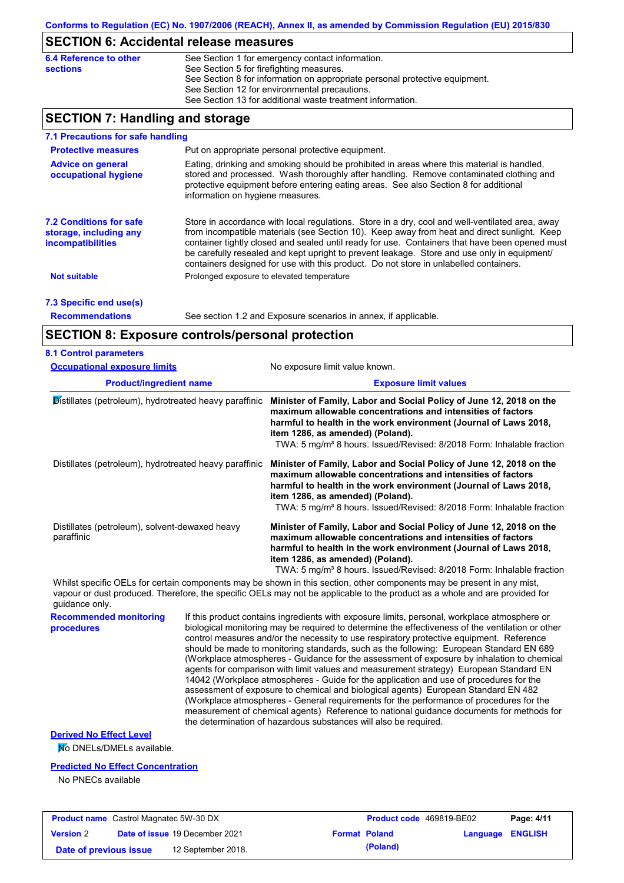## SECTION 6: Accidental release measures

**6.4 Reference to other sections**

See Section 1 for emergency contact information.
See Section 5 for firefighting measures.
See Section 8 for information on appropriate personal protective equipment.
See Section 12 for environmental precautions.
See Section 13 for additional waste treatment information.

## SECTION 7: Handling and storage

### 7.1 Precautions for safe handling

**Protective measures**

Put on appropriate personal protective equipment.

**Advice on general occupational hygiene**

Eating, drinking and smoking should be prohibited in areas where this material is handled, stored and processed. Wash thoroughly after handling. Remove contaminated clothing and protective equipment before entering eating areas. See also Section 8 for additional information on hygiene measures.

### 7.2 Conditions for safe storage, including any incompatibilities

Store in accordance with local regulations. Store in a dry, cool and well-ventilated area, away from incompatible materials (see Section 10). Keep away from heat and direct sunlight. Keep container tightly closed and sealed until ready for use. Containers that have been opened must be carefully resealed and kept upright to prevent leakage. Store and use only in equipment/ containers designed for use with this product. Do not store in unlabelled containers.

**Not suitable**

Prolonged exposure to elevated temperature

### 7.3 Specific end use(s)

**Recommendations**

See section 1.2 and Exposure scenarios in annex, if applicable.

## SECTION 8: Exposure controls/personal protection

### 8.1 Control parameters

**Occupational exposure limits**

No exposure limit value known.

| Product/ingredient name | Exposure limit values |
|---|---|
| Distillates (petroleum), hydrotreated heavy paraffinic | **Minister of Family, Labor and Social Policy of June 12, 2018 on the maximum allowable concentrations and intensities of factors harmful to health in the work environment (Journal of Laws 2018, item 1286, as amended) (Poland).** TWA: 5 mg/m³ 8 hours. Issued/Revised: 8/2018 Form: Inhalable fraction |
| Distillates (petroleum), hydrotreated heavy paraffinic | **Minister of Family, Labor and Social Policy of June 12, 2018 on the maximum allowable concentrations and intensities of factors harmful to health in the work environment (Journal of Laws 2018, item 1286, as amended) (Poland).** TWA: 5 mg/m³ 8 hours. Issued/Revised: 8/2018 Form: Inhalable fraction |
| Distillates (petroleum), solvent-dewaxed heavy paraffinic | **Minister of Family, Labor and Social Policy of June 12, 2018 on the maximum allowable concentrations and intensities of factors harmful to health in the work environment (Journal of Laws 2018, item 1286, as amended) (Poland).** TWA: 5 mg/m³ 8 hours. Issued/Revised: 8/2018 Form: Inhalable fraction |

Whilst specific OELs for certain components may be shown in this section, other components may be present in any mist, vapour or dust produced. Therefore, the specific OELs may not be applicable to the product as a whole and are provided for guidance only.

**Recommended monitoring procedures**

If this product contains ingredients with exposure limits, personal, workplace atmosphere or biological monitoring may be required to determine the effectiveness of the ventilation or other control measures and/or the necessity to use respiratory protective equipment. Reference should be made to monitoring standards, such as the following: European Standard EN 689 (Workplace atmospheres - Guidance for the assessment of exposure by inhalation to chemical agents for comparison with limit values and measurement strategy) European Standard EN 14042 (Workplace atmospheres - Guide for the application and use of procedures for the assessment of exposure to chemical and biological agents) European Standard EN 482 (Workplace atmospheres - General requirements for the performance of procedures for the measurement of chemical agents) Reference to national guidance documents for methods for the determination of hazardous substances will also be required.

**Derived No Effect Level**

No DNELs/DMELs available.

**Predicted No Effect Concentration**

No PNECs available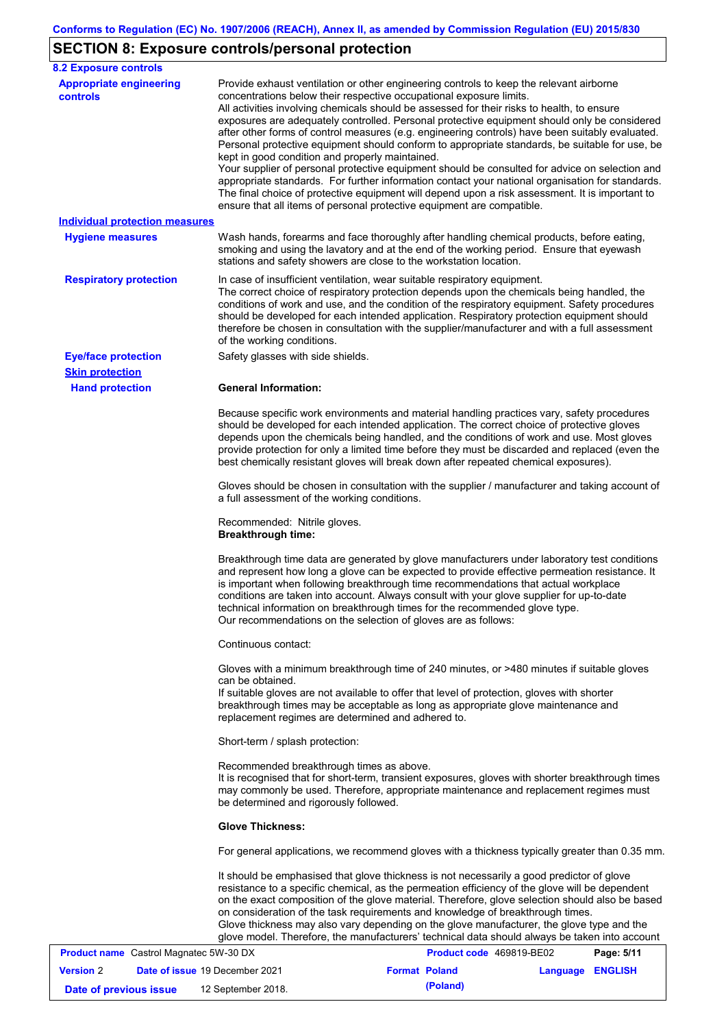## SECTION 8: Exposure controls/personal protection

### 8.2 Exposure controls

**Appropriate engineering controls**

Provide exhaust ventilation or other engineering controls to keep the relevant airborne concentrations below their respective occupational exposure limits.
All activities involving chemicals should be assessed for their risks to health, to ensure exposures are adequately controlled. Personal protective equipment should only be considered after other forms of control measures (e.g. engineering controls) have been suitably evaluated. Personal protective equipment should conform to appropriate standards, be suitable for use, be kept in good condition and properly maintained.
Your supplier of personal protective equipment should be consulted for advice on selection and appropriate standards. For further information contact your national organisation for standards. The final choice of protective equipment will depend upon a risk assessment. It is important to ensure that all items of personal protective equipment are compatible.

**Individual protection measures**

**Hygiene measures**

Wash hands, forearms and face thoroughly after handling chemical products, before eating, smoking and using the lavatory and at the end of the working period. Ensure that eyewash stations and safety showers are close to the workstation location.

**Respiratory protection**

In case of insufficient ventilation, wear suitable respiratory equipment.
The correct choice of respiratory protection depends upon the chemicals being handled, the conditions of work and use, and the condition of the respiratory equipment. Safety procedures should be developed for each intended application. Respiratory protection equipment should therefore be chosen in consultation with the supplier/manufacturer and with a full assessment of the working conditions.

**Eye/face protection**

Safety glasses with side shields.

**Skin protection**

**Hand protection**

**General Information:**

Because specific work environments and material handling practices vary, safety procedures should be developed for each intended application. The correct choice of protective gloves depends upon the chemicals being handled, and the conditions of work and use. Most gloves provide protection for only a limited time before they must be discarded and replaced (even the best chemically resistant gloves will break down after repeated chemical exposures).

Gloves should be chosen in consultation with the supplier / manufacturer and taking account of a full assessment of the working conditions.

Recommended: Nitrile gloves.
**Breakthrough time:**

Breakthrough time data are generated by glove manufacturers under laboratory test conditions and represent how long a glove can be expected to provide effective permeation resistance. It is important when following breakthrough time recommendations that actual workplace conditions are taken into account. Always consult with your glove supplier for up-to-date technical information on breakthrough times for the recommended glove type.
Our recommendations on the selection of gloves are as follows:

Continuous contact:

Gloves with a minimum breakthrough time of 240 minutes, or >480 minutes if suitable gloves can be obtained.
If suitable gloves are not available to offer that level of protection, gloves with shorter breakthrough times may be acceptable as long as appropriate glove maintenance and replacement regimes are determined and adhered to.

Short-term / splash protection:

Recommended breakthrough times as above.
It is recognised that for short-term, transient exposures, gloves with shorter breakthrough times may commonly be used. Therefore, appropriate maintenance and replacement regimes must be determined and rigorously followed.

**Glove Thickness:**

For general applications, we recommend gloves with a thickness typically greater than 0.35 mm.

It should be emphasised that glove thickness is not necessarily a good predictor of glove resistance to a specific chemical, as the permeation efficiency of the glove will be dependent on the exact composition of the glove material. Therefore, glove selection should also be based on consideration of the task requirements and knowledge of breakthrough times.
Glove thickness may also vary depending on the glove manufacturer, the glove type and the glove model. Therefore, the manufacturers' technical data should always be taken into account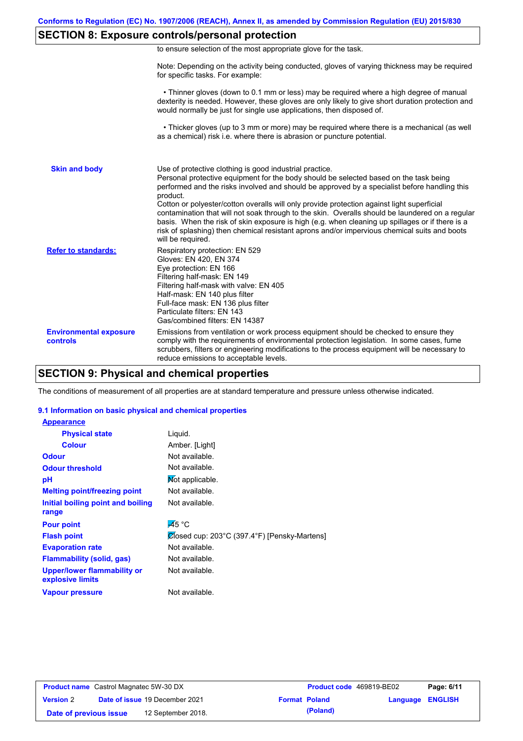## SECTION 8: Exposure controls/personal protection

to ensure selection of the most appropriate glove for the task.

Note: Depending on the activity being conducted, gloves of varying thickness may be required for specific tasks. For example:

• Thinner gloves (down to 0.1 mm or less) may be required where a high degree of manual dexterity is needed. However, these gloves are only likely to give short duration protection and would normally be just for single use applications, then disposed of.

• Thicker gloves (up to 3 mm or more) may be required where there is a mechanical (as well as a chemical) risk i.e. where there is abrasion or puncture potential.

**Skin and body**

Use of protective clothing is good industrial practice.
Personal protective equipment for the body should be selected based on the task being performed and the risks involved and should be approved by a specialist before handling this product.
Cotton or polyester/cotton overalls will only provide protection against light superficial contamination that will not soak through to the skin. Overalls should be laundered on a regular basis. When the risk of skin exposure is high (e.g. when cleaning up spillages or if there is a risk of splashing) then chemical resistant aprons and/or impervious chemical suits and boots will be required.

**Refer to standards:**

Respiratory protection: EN 529
Gloves: EN 420, EN 374
Eye protection: EN 166
Filtering half-mask: EN 149
Filtering half-mask with valve: EN 405
Half-mask: EN 140 plus filter
Full-face mask: EN 136 plus filter
Particulate filters: EN 143
Gas/combined filters: EN 14387

**Environmental exposure controls**

Emissions from ventilation or work process equipment should be checked to ensure they comply with the requirements of environmental protection legislation. In some cases, fume scrubbers, filters or engineering modifications to the process equipment will be necessary to reduce emissions to acceptable levels.

## SECTION 9: Physical and chemical properties

The conditions of measurement of all properties are at standard temperature and pressure unless otherwise indicated.

### 9.1 Information on basic physical and chemical properties

**Appearance**

| Property | Value |
|---|---|
| Physical state | Liquid. |
| Colour | Amber. [Light] |
| Odour | Not available. |
| Odour threshold | Not available. |
| pH | Not applicable. |
| Melting point/freezing point | Not available. |
| Initial boiling point and boiling range | Not available. |
| Pour point | -45 °C |
| Flash point | Closed cup: 203°C (397.4°F) [Pensky-Martens] |
| Evaporation rate | Not available. |
| Flammability (solid, gas) | Not available. |
| Upper/lower flammability or explosive limits | Not available. |
| Vapour pressure | Not available. |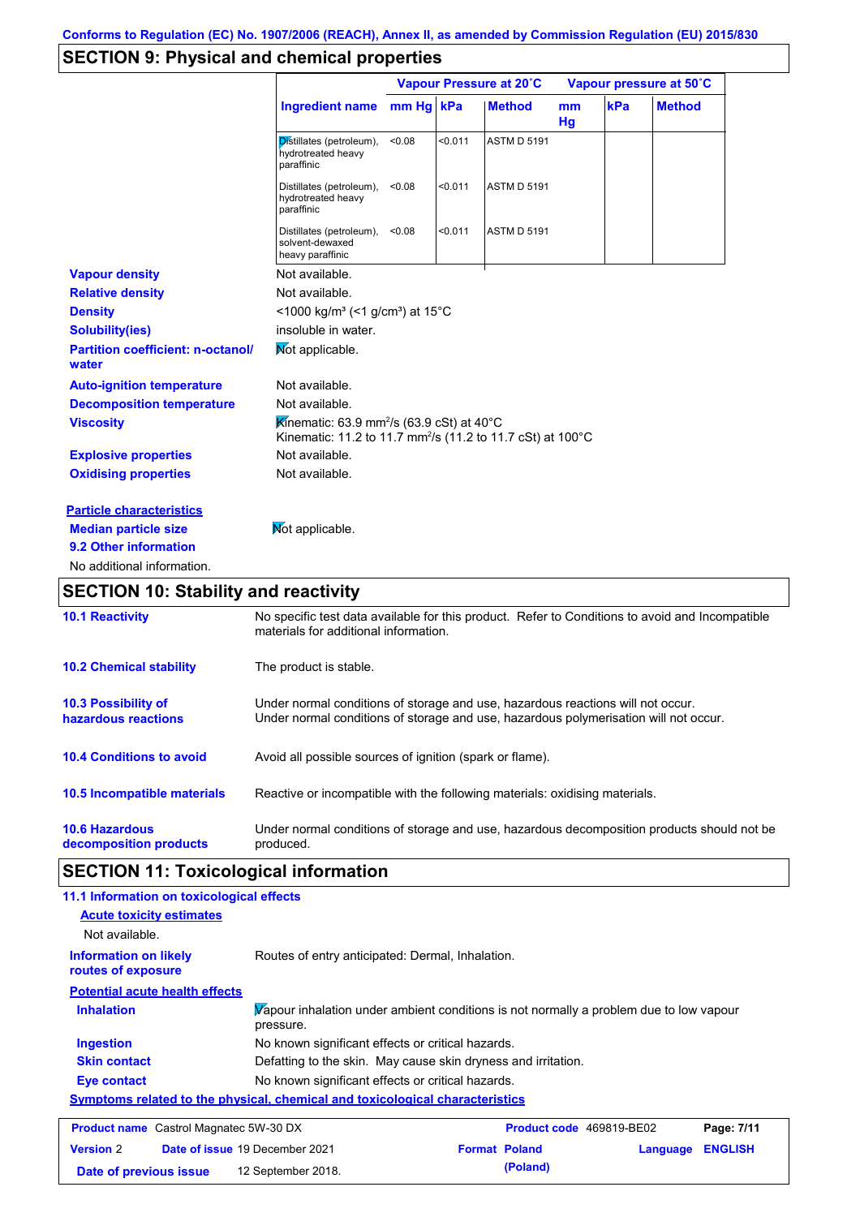Conforms to Regulation (EC) No. 1907/2006 (REACH), Annex II, as amended by Commission Regulation (EU) 2015/830

## SECTION 9: Physical and chemical properties

| | Vapour Pressure at 20˚C | | | Vapour pressure at 50˚C | | |
|---|---|---|---|---|---|---|
| **Ingredient name** | **mm Hg** | **kPa** | **Method** | **mm Hg** | **kPa** | **Method** |
| Distillates (petroleum), hydrotreated heavy paraffinic | <0.08 | <0.011 | ASTM D 5191 | | | |
| Distillates (petroleum), hydrotreated heavy paraffinic | <0.08 | <0.011 | ASTM D 5191 | | | |
| Distillates (petroleum), solvent-dewaxed heavy paraffinic | <0.08 | <0.011 | ASTM D 5191 | | | |

**Vapour density** Not available.

**Relative density** Not available.

**Density** <1000 kg/m³ (<1 g/cm³) at 15°C

**Solubility(ies)** insoluble in water.

**Partition coefficient: n-octanol/water** Not applicable.

**Auto-ignition temperature** Not available.

**Decomposition temperature** Not available.

**Viscosity** Kinematic: 63.9 mm²/s (63.9 cSt) at 40°C
Kinematic: 11.2 to 11.7 mm²/s (11.2 to 11.7 cSt) at 100°C

**Explosive properties** Not available.

**Oxidising properties** Not available.

**Particle characteristics**

**Median particle size** Not applicable.

**9.2 Other information**

No additional information.

## SECTION 10: Stability and reactivity

**10.1 Reactivity** No specific test data available for this product. Refer to Conditions to avoid and Incompatible materials for additional information.

**10.2 Chemical stability** The product is stable.

**10.3 Possibility of hazardous reactions** Under normal conditions of storage and use, hazardous reactions will not occur.
Under normal conditions of storage and use, hazardous polymerisation will not occur.

**10.4 Conditions to avoid** Avoid all possible sources of ignition (spark or flame).

**10.5 Incompatible materials** Reactive or incompatible with the following materials: oxidising materials.

**10.6 Hazardous decomposition products** Under normal conditions of storage and use, hazardous decomposition products should not be produced.

## SECTION 11: Toxicological information

**11.1 Information on toxicological effects**

**Acute toxicity estimates**

Not available.

**Information on likely routes of exposure** Routes of entry anticipated: Dermal, Inhalation.

**Potential acute health effects**

**Inhalation** Vapour inhalation under ambient conditions is not normally a problem due to low vapour pressure.

**Ingestion** No known significant effects or critical hazards.

**Skin contact** Defatting to the skin. May cause skin dryness and irritation.

**Eye contact** No known significant effects or critical hazards.

**Symptoms related to the physical, chemical and toxicological characteristics**

| | | | |
|---|---|---|---|
| **Product name** Castrol Magnatec 5W-30 DX | | **Product code** 469819-BE02 | **Page:** 7/11 |
| **Version** 2 | **Date of issue** 19 December 2021 | **Format** Poland (Poland) | **Language** ENGLISH |
| **Date of previous issue** | 12 September 2018. | | |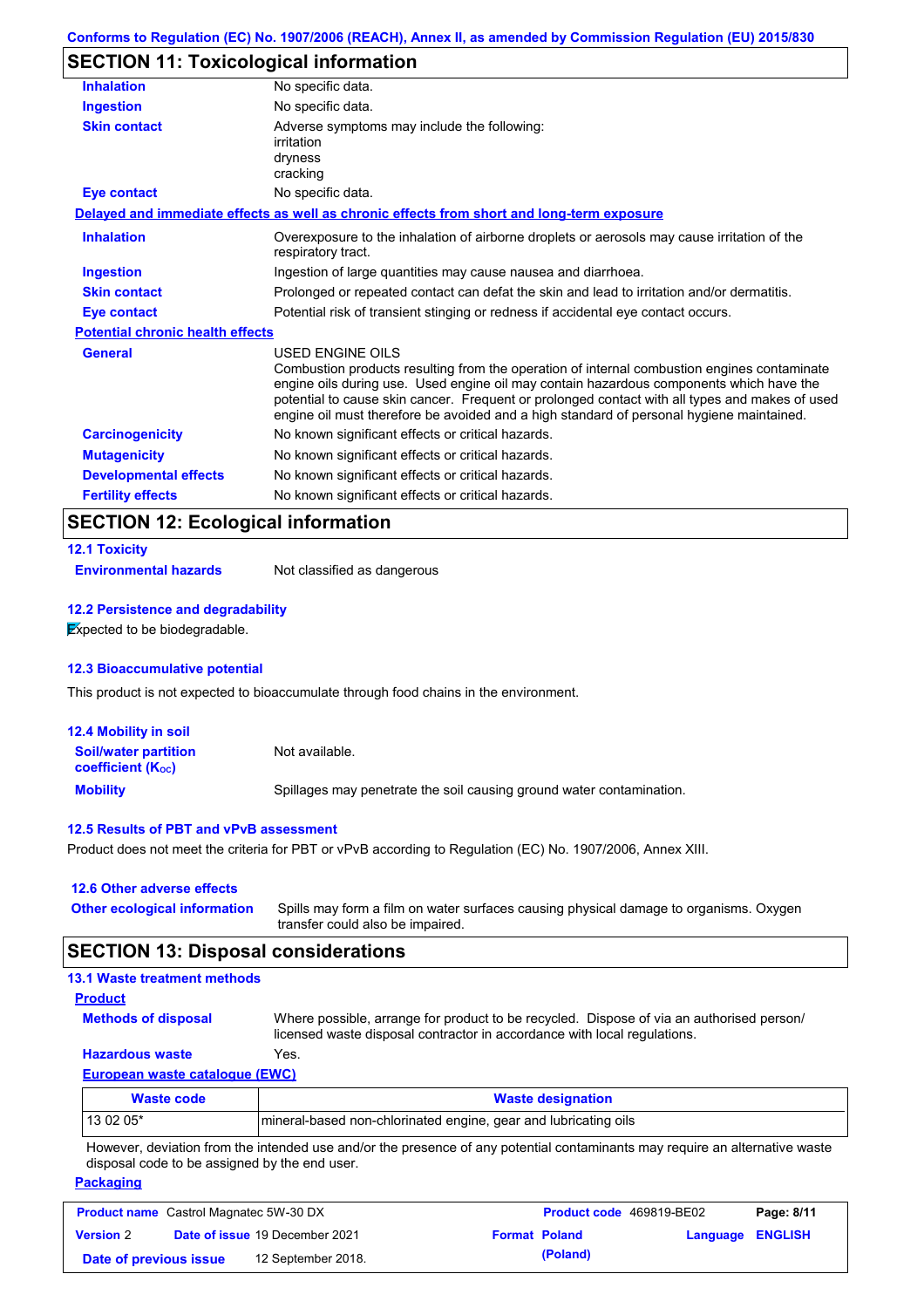Conforms to Regulation (EC) No. 1907/2006 (REACH), Annex II, as amended by Commission Regulation (EU) 2015/830

## SECTION 11: Toxicological information

| | |
|---|---|
| **Inhalation** | No specific data. |
| **Ingestion** | No specific data. |
| **Skin contact** | Adverse symptoms may include the following: irritation dryness cracking |
| **Eye contact** | No specific data. |

**Delayed and immediate effects as well as chronic effects from short and long-term exposure**

| | |
|---|---|
| **Inhalation** | Overexposure to the inhalation of airborne droplets or aerosols may cause irritation of the respiratory tract. |
| **Ingestion** | Ingestion of large quantities may cause nausea and diarrhoea. |
| **Skin contact** | Prolonged or repeated contact can defat the skin and lead to irritation and/or dermatitis. |
| **Eye contact** | Potential risk of transient stinging or redness if accidental eye contact occurs. |

**Potential chronic health effects**

| | |
|---|---|
| **General** | USED ENGINE OILS Combustion products resulting from the operation of internal combustion engines contaminate engine oils during use. Used engine oil may contain hazardous components which have the potential to cause skin cancer. Frequent or prolonged contact with all types and makes of used engine oil must therefore be avoided and a high standard of personal hygiene maintained. |
| **Carcinogenicity** | No known significant effects or critical hazards. |
| **Mutagenicity** | No known significant effects or critical hazards. |
| **Developmental effects** | No known significant effects or critical hazards. |
| **Fertility effects** | No known significant effects or critical hazards. |

## SECTION 12: Ecological information

### 12.1 Toxicity

**Environmental hazards** Not classified as dangerous

### 12.2 Persistence and degradability

Expected to be biodegradable.

### 12.3 Bioaccumulative potential

This product is not expected to bioaccumulate through food chains in the environment.

### 12.4 Mobility in soil

| | |
|---|---|
| **Soil/water partition coefficient ($K_{OC}$)** | Not available. |
| **Mobility** | Spillages may penetrate the soil causing ground water contamination. |

### 12.5 Results of PBT and vPvB assessment

Product does not meet the criteria for PBT or vPvB according to Regulation (EC) No. 1907/2006, Annex XIII.

### 12.6 Other adverse effects

**Other ecological information** Spills may form a film on water surfaces causing physical damage to organisms. Oxygen transfer could also be impaired.

## SECTION 13: Disposal considerations

### 13.1 Waste treatment methods

**Product**

| | |
|---|---|
| **Methods of disposal** | Where possible, arrange for product to be recycled. Dispose of via an authorised person/ licensed waste disposal contractor in accordance with local regulations. |
| **Hazardous waste** | Yes. |

**European waste catalogue (EWC)**

| Waste code | Waste designation |
|---|---|
| 13 02 05* | mineral-based non-chlorinated engine, gear and lubricating oils |

However, deviation from the intended use and/or the presence of any potential contaminants may require an alternative waste disposal code to be assigned by the end user.

**Packaging**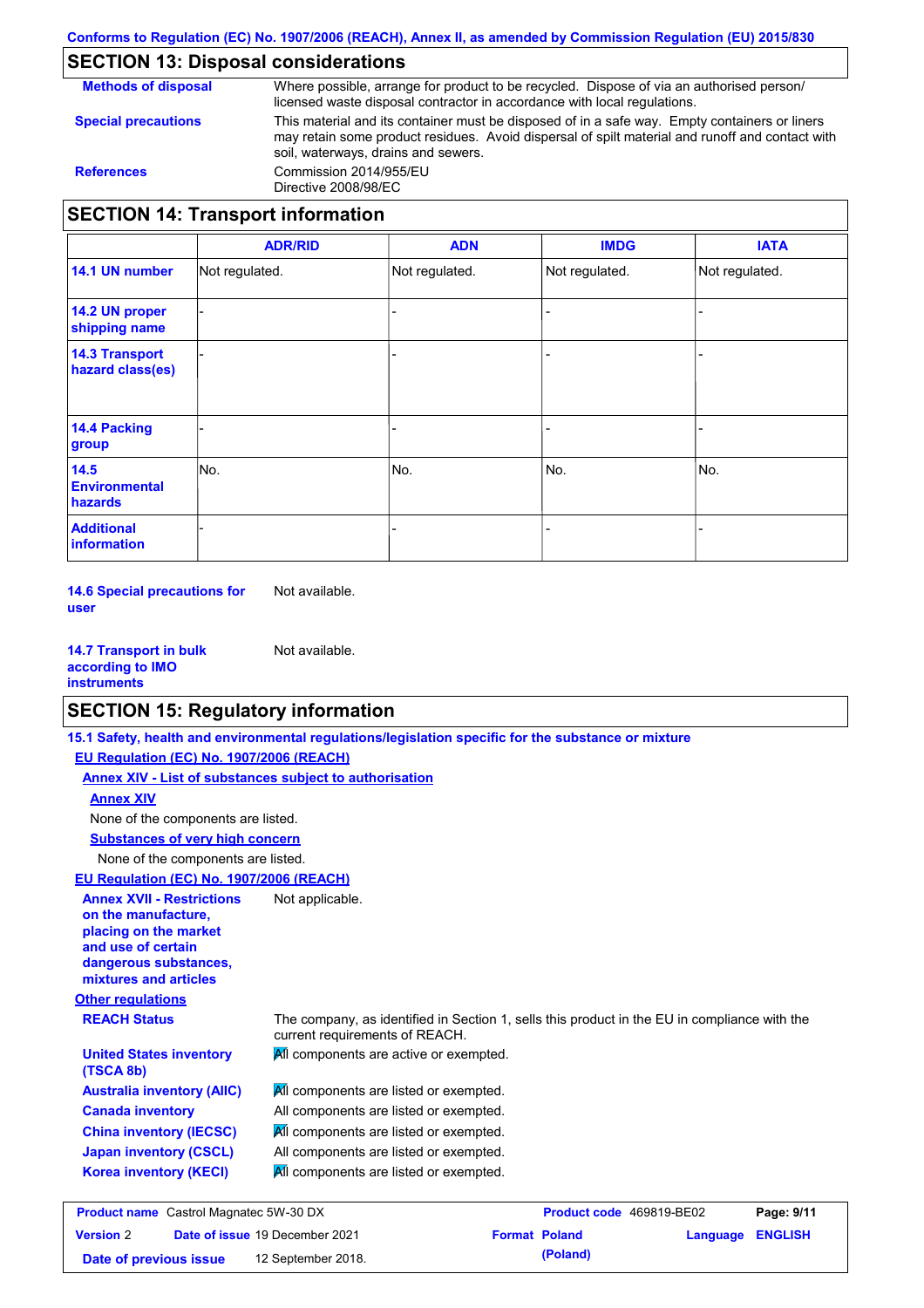## SECTION 13: Disposal considerations

**Methods of disposal** Where possible, arrange for product to be recycled. Dispose of via an authorised person/ licensed waste disposal contractor in accordance with local regulations.

**Special precautions** This material and its container must be disposed of in a safe way. Empty containers or liners may retain some product residues. Avoid dispersal of spilt material and runoff and contact with soil, waterways, drains and sewers.

**References** Commission 2014/955/EU
Directive 2008/98/EC

## SECTION 14: Transport information

| | ADR/RID | ADN | IMDG | IATA |
|---|---|---|---|---|
| **14.1 UN number** | Not regulated. | Not regulated. | Not regulated. | Not regulated. |
| **14.2 UN proper shipping name** | - | - | - | - |
| **14.3 Transport hazard class(es)** | - | - | - | - |
| **14.4 Packing group** | - | - | - | - |
| **14.5 Environmental hazards** | No. | No. | No. | No. |
| **Additional information** | - | - | - | - |

**14.6 Special precautions for user** Not available.

**14.7 Transport in bulk according to IMO instruments** Not available.

## SECTION 15: Regulatory information

**15.1 Safety, health and environmental regulations/legislation specific for the substance or mixture**

**EU Regulation (EC) No. 1907/2006 (REACH)**

**Annex XIV - List of substances subject to authorisation**

**Annex XIV**

None of the components are listed.

**Substances of very high concern**

None of the components are listed.

**EU Regulation (EC) No. 1907/2006 (REACH)**

**Annex XVII - Restrictions on the manufacture, placing on the market and use of certain dangerous substances, mixtures and articles** Not applicable.

**Other regulations**

**REACH Status** The company, as identified in Section 1, sells this product in the EU in compliance with the current requirements of REACH.

**United States inventory (TSCA 8b)** All components are active or exempted.

**Australia inventory (AIIC)** All components are listed or exempted.

**Canada inventory** All components are listed or exempted.

**China inventory (IECSC)** All components are listed or exempted.

**Japan inventory (CSCL)** All components are listed or exempted.

**Korea inventory (KECI)** All components are listed or exempted.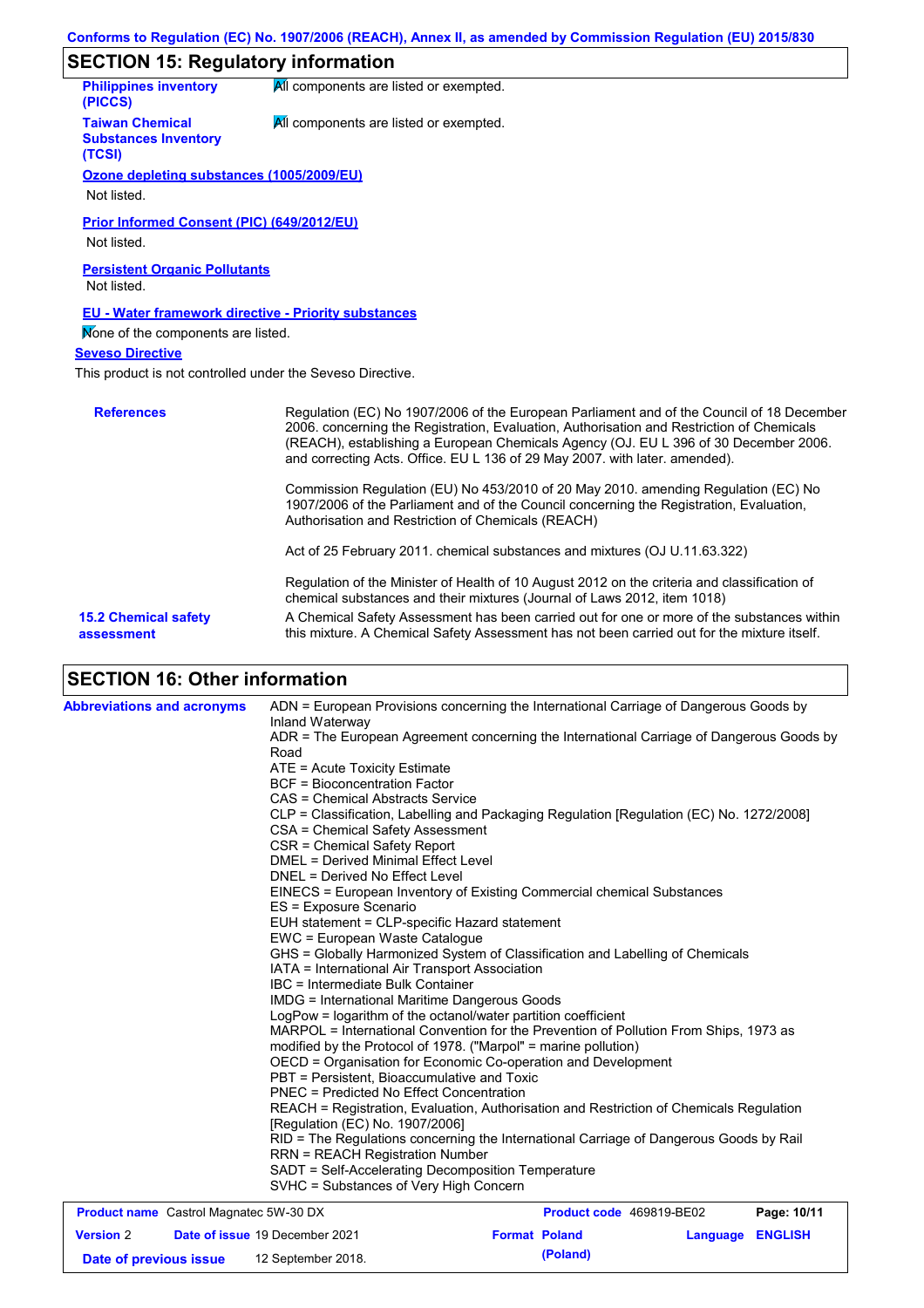## SECTION 15: Regulatory information

**Philippines inventory (PICCS)**: All components are listed or exempted.

**Taiwan Chemical Substances Inventory (TCSI)**: All components are listed or exempted.

**Ozone depleting substances (1005/2009/EU)**

Not listed.

**Prior Informed Consent (PIC) (649/2012/EU)**

Not listed.

**Persistent Organic Pollutants**

Not listed.

**EU - Water framework directive - Priority substances**

None of the components are listed.

**Seveso Directive**

This product is not controlled under the Seveso Directive.

**References**

Regulation (EC) No 1907/2006 of the European Parliament and of the Council of 18 December 2006. concerning the Registration, Evaluation, Authorisation and Restriction of Chemicals (REACH), establishing a European Chemicals Agency (OJ. EU L 396 of 30 December 2006. and correcting Acts. Office. EU L 136 of 29 May 2007. with later. amended).

Commission Regulation (EU) No 453/2010 of 20 May 2010. amending Regulation (EC) No 1907/2006 of the Parliament and of the Council concerning the Registration, Evaluation, Authorisation and Restriction of Chemicals (REACH)

Act of 25 February 2011. chemical substances and mixtures (OJ U.11.63.322)

Regulation of the Minister of Health of 10 August 2012 on the criteria and classification of chemical substances and their mixtures (Journal of Laws 2012, item 1018)

**15.2 Chemical safety assessment**: A Chemical Safety Assessment has been carried out for one or more of the substances within this mixture. A Chemical Safety Assessment has not been carried out for the mixture itself.

## SECTION 16: Other information

**Abbreviations and acronyms**

ADN = European Provisions concerning the International Carriage of Dangerous Goods by Inland Waterway
ADR = The European Agreement concerning the International Carriage of Dangerous Goods by Road
ATE = Acute Toxicity Estimate
BCF = Bioconcentration Factor
CAS = Chemical Abstracts Service
CLP = Classification, Labelling and Packaging Regulation [Regulation (EC) No. 1272/2008]
CSA = Chemical Safety Assessment
CSR = Chemical Safety Report
DMEL = Derived Minimal Effect Level
DNEL = Derived No Effect Level
EINECS = European Inventory of Existing Commercial chemical Substances
ES = Exposure Scenario
EUH statement = CLP-specific Hazard statement
EWC = European Waste Catalogue
GHS = Globally Harmonized System of Classification and Labelling of Chemicals
IATA = International Air Transport Association
IBC = Intermediate Bulk Container
IMDG = International Maritime Dangerous Goods
LogPow = logarithm of the octanol/water partition coefficient
MARPOL = International Convention for the Prevention of Pollution From Ships, 1973 as modified by the Protocol of 1978. ("Marpol" = marine pollution)
OECD = Organisation for Economic Co-operation and Development
PBT = Persistent, Bioaccumulative and Toxic
PNEC = Predicted No Effect Concentration
REACH = Registration, Evaluation, Authorisation and Restriction of Chemicals Regulation [Regulation (EC) No. 1907/2006]
RID = The Regulations concerning the International Carriage of Dangerous Goods by Rail
RRN = REACH Registration Number
SADT = Self-Accelerating Decomposition Temperature
SVHC = Substances of Very High Concern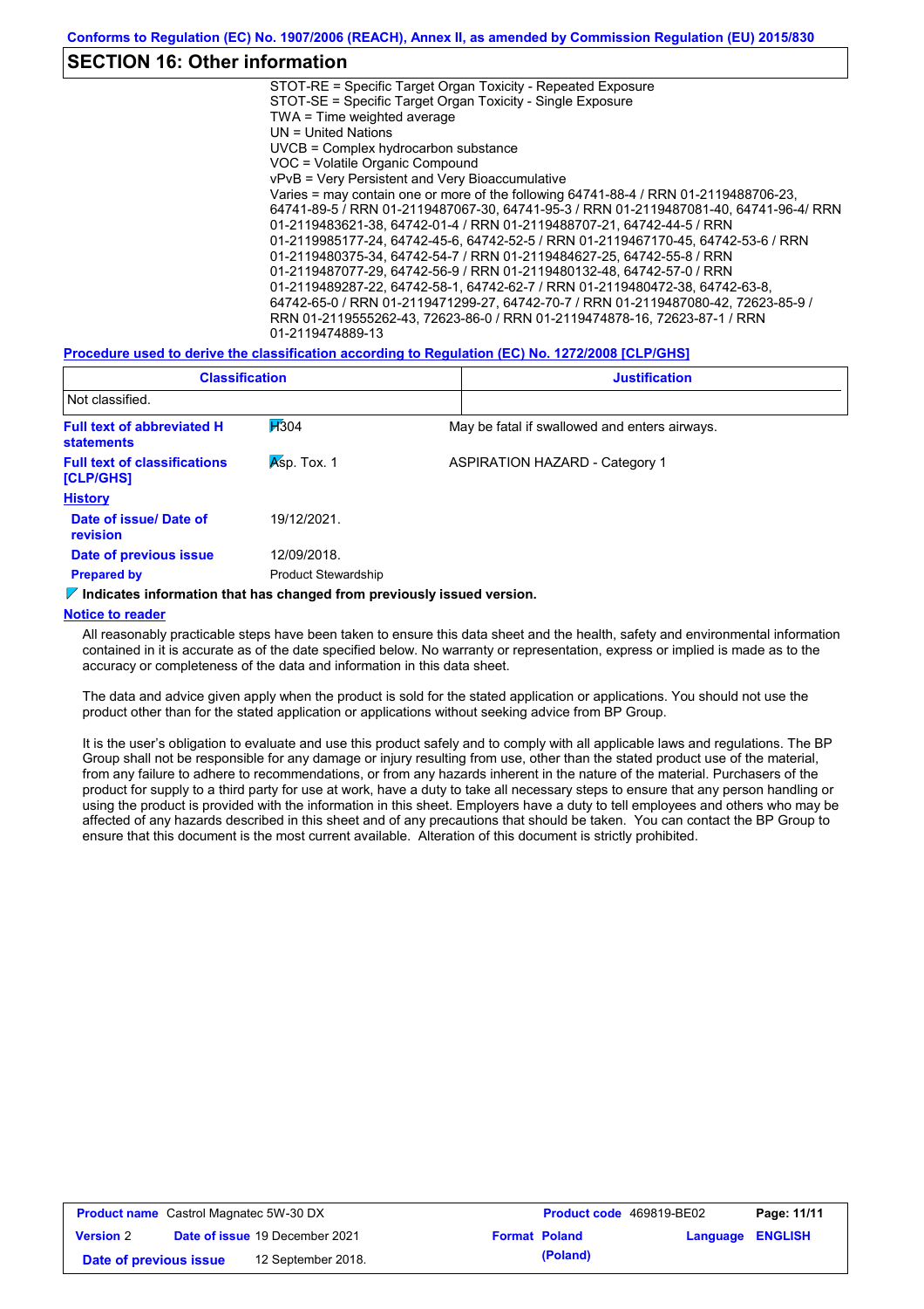## SECTION 16: Other information

STOT-RE = Specific Target Organ Toxicity - Repeated Exposure
STOT-SE = Specific Target Organ Toxicity - Single Exposure
TWA = Time weighted average
UN = United Nations
UVCB = Complex hydrocarbon substance
VOC = Volatile Organic Compound
vPvB = Very Persistent and Very Bioaccumulative
Varies = may contain one or more of the following 64741-88-4 / RRN 01-2119488706-23, 64741-89-5 / RRN 01-2119487067-30, 64741-95-3 / RRN 01-2119487081-40, 64741-96-4/ RRN 01-2119483621-38, 64742-01-4 / RRN 01-2119488707-21, 64742-44-5 / RRN 01-2119985177-24, 64742-45-6, 64742-52-5 / RRN 01-2119467170-45, 64742-53-6 / RRN 01-2119480375-34, 64742-54-7 / RRN 01-2119484627-25, 64742-55-8 / RRN 01-2119487077-29, 64742-56-9 / RRN 01-2119480132-48, 64742-57-0 / RRN 01-2119489287-22, 64742-58-1, 64742-62-7 / RRN 01-2119480472-38, 64742-63-8, 64742-65-0 / RRN 01-2119471299-27, 64742-70-7 / RRN 01-2119487080-42, 72623-85-9 / RRN 01-2119555262-43, 72623-86-0 / RRN 01-2119474878-16, 72623-87-1 / RRN 01-2119474889-13

**Procedure used to derive the classification according to Regulation (EC) No. 1272/2008 [CLP/GHS]**

| Classification | Justification |
|---|---|
| Not classified. | |

| | | |
|---|---|---|
| **Full text of abbreviated H statements** | H304 | May be fatal if swallowed and enters airways. |
| **Full text of classifications [CLP/GHS]** | Asp. Tox. 1 | ASPIRATION HAZARD - Category 1 |

**History**

| | |
|---|---|
| **Date of issue/ Date of revision** | 19/12/2021. |
| **Date of previous issue** | 12/09/2018. |
| **Prepared by** | Product Stewardship |

**Indicates information that has changed from previously issued version.**

**Notice to reader**

All reasonably practicable steps have been taken to ensure this data sheet and the health, safety and environmental information contained in it is accurate as of the date specified below. No warranty or representation, express or implied is made as to the accuracy or completeness of the data and information in this data sheet.

The data and advice given apply when the product is sold for the stated application or applications. You should not use the product other than for the stated application or applications without seeking advice from BP Group.

It is the user's obligation to evaluate and use this product safely and to comply with all applicable laws and regulations. The BP Group shall not be responsible for any damage or injury resulting from use, other than the stated product use of the material, from any failure to adhere to recommendations, or from any hazards inherent in the nature of the material. Purchasers of the product for supply to a third party for use at work, have a duty to take all necessary steps to ensure that any person handling or using the product is provided with the information in this sheet. Employers have a duty to tell employees and others who may be affected of any hazards described in this sheet and of any precautions that should be taken. You can contact the BP Group to ensure that this document is the most current available. Alteration of this document is strictly prohibited.